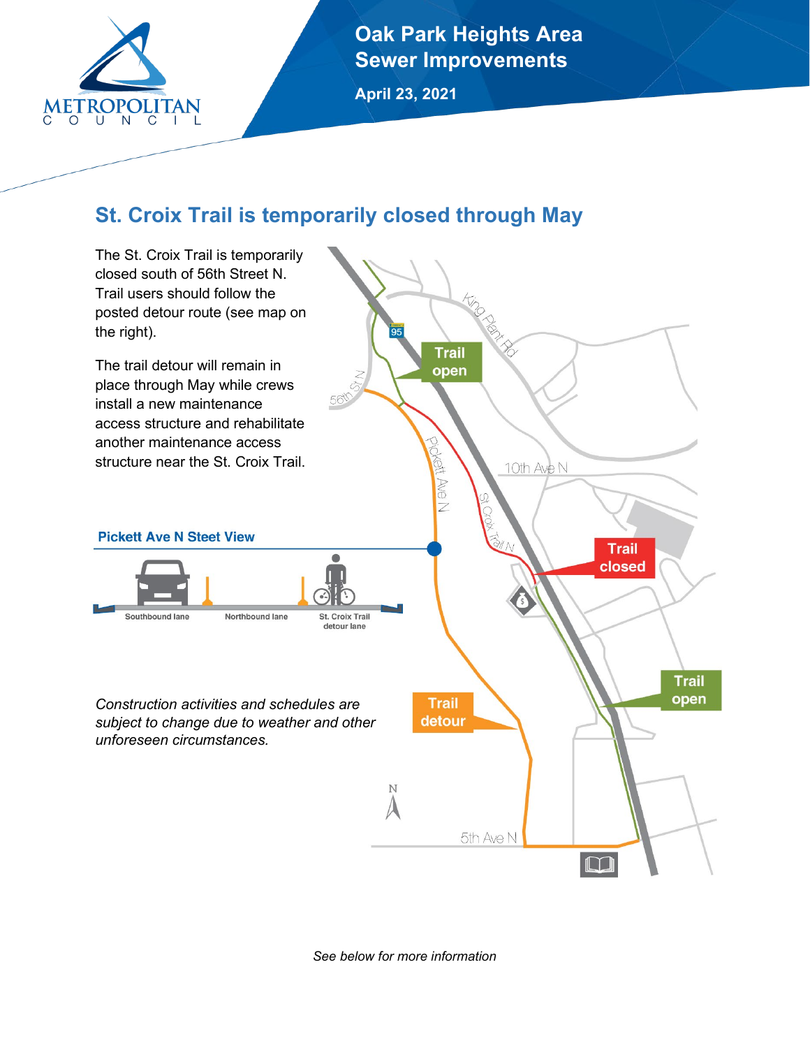# Oak Park Heights Area Sewer Improvements

**April 23, 2021**

## St. Croix Trail is temporarily closed through May

The St. Croix Trail is temporarily closed south of 56th Street N. Trail users should follow the posted detour route (see map on the right).

The trail detour will remain in place through May while crews install a new maintenance access structure and rehabilitate another maintenance access structure near the St. Croix Trail.

### Pickett Ave N Steet View

Southbound lane | Northbound lane | St. Croix Trail detour lane

Trail open

Trail closed

Trail detour

Trail open

*Construction activities and schedules are subject to change due to weather and other unforeseen circumstances.*

*See below for more information*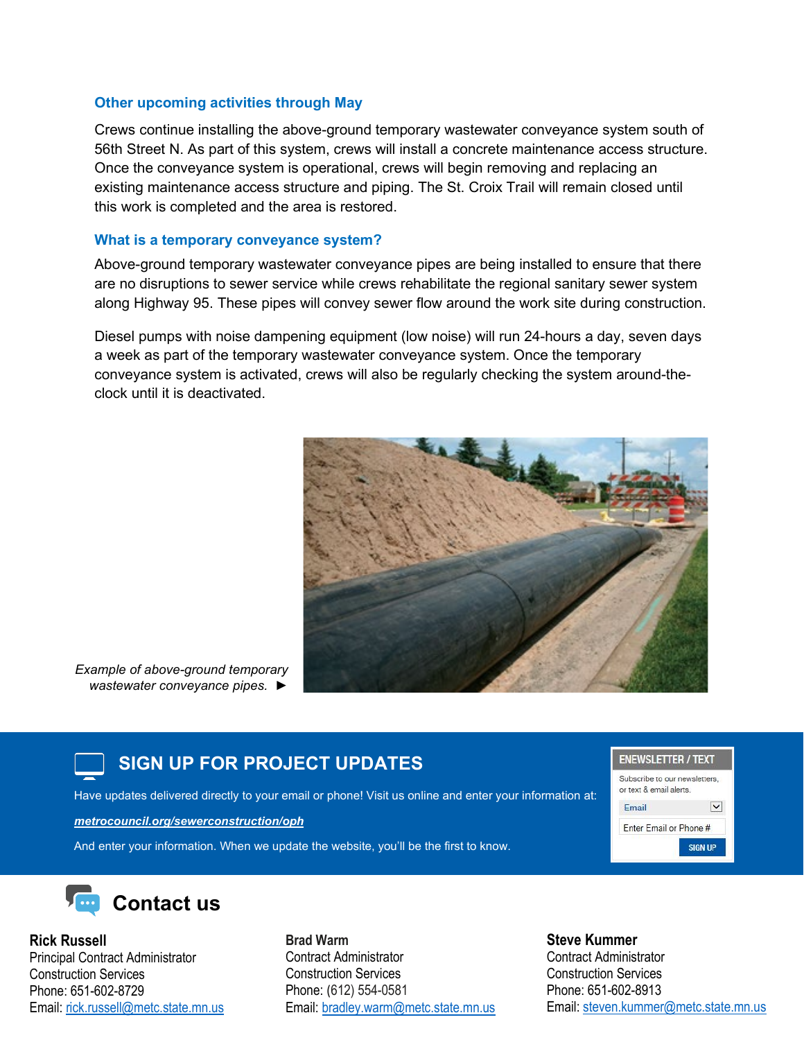### Other upcoming activities through May

Crews continue installing the above-ground temporary wastewater conveyance system south of 56th Street N. As part of this system, crews will install a concrete maintenance access structure. Once the conveyance system is operational, crews will begin removing and replacing an existing maintenance access structure and piping. The St. Croix Trail will remain closed until this work is completed and the area is restored.

### What is a temporary conveyance system?

Above-ground temporary wastewater conveyance pipes are being installed to ensure that there are no disruptions to sewer service while crews rehabilitate the regional sanitary sewer system along Highway 95. These pipes will convey sewer flow around the work site during construction.

Diesel pumps with noise dampening equipment (low noise) will run 24-hours a day, seven days a week as part of the temporary wastewater conveyance system. Once the temporary conveyance system is activated, crews will also be regularly checking the system around-the-clock until it is deactivated.

*Example of above-ground temporary wastewater conveyance pipes.* ►

## SIGN UP FOR PROJECT UPDATES

Have updates delivered directly to your email or phone! Visit us online and enter your information at:

***metrocouncil.org/sewerconstruction/oph***

And enter your information. When we update the website, you'll be the first to know.

ENEWSLETTER / TEXT

Subscribe to our newsletters, or text & email alerts.

Email

Enter Email or Phone #

SIGN UP

## Contact us

**Rick Russell**
Principal Contract Administrator
Construction Services
Phone: 651-602-8729
Email: rick.russell@metc.state.mn.us

**Brad Warm**
Contract Administrator
Construction Services
Phone: (612) 554-0581
Email: bradley.warm@metc.state.mn.us

**Steve Kummer**
Contract Administrator
Construction Services
Phone: 651-602-8913
Email: steven.kummer@metc.state.mn.us